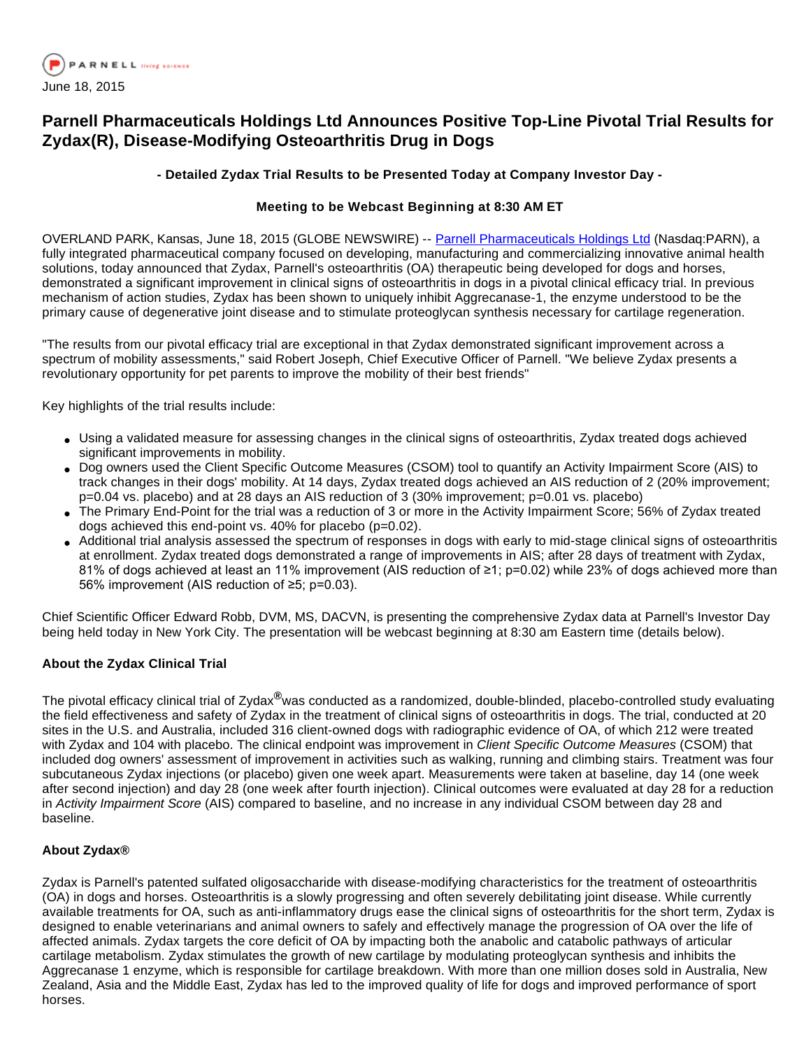June 18, 2015

# Parnell Pharmaceuticals Holdings Ltd Announces Positive Top-Line Pivotal Trial Results for Zydax(R), Disease-Modifying Osteoarthritis Drug in Dogs

**- Detailed Zydax Trial Results to be Presented Today at Company Investor Day -**

**Meeting to be Webcast Beginning at 8:30 AM ET**

OVERLAND PARK, Kansas, June 18, 2015 (GLOBE NEWSWIRE) -- Parnell Pharmaceuticals Holdings Ltd (Nasdaq:PARN), a fully integrated pharmaceutical company focused on developing, manufacturing and commercializing innovative animal health solutions, today announced that Zydax, Parnell's osteoarthritis (OA) therapeutic being developed for dogs and horses, demonstrated a significant improvement in clinical signs of osteoarthritis in dogs in a pivotal clinical efficacy trial. In previous mechanism of action studies, Zydax has been shown to uniquely inhibit Aggrecanase-1, the enzyme understood to be the primary cause of degenerative joint disease and to stimulate proteoglycan synthesis necessary for cartilage regeneration.

"The results from our pivotal efficacy trial are exceptional in that Zydax demonstrated significant improvement across a spectrum of mobility assessments," said Robert Joseph, Chief Executive Officer of Parnell. "We believe Zydax presents a revolutionary opportunity for pet parents to improve the mobility of their best friends"

Key highlights of the trial results include:

- Using a validated measure for assessing changes in the clinical signs of osteoarthritis, Zydax treated dogs achieved significant improvements in mobility.
- Dog owners used the Client Specific Outcome Measures (CSOM) tool to quantify an Activity Impairment Score (AIS) to track changes in their dogs' mobility. At 14 days, Zydax treated dogs achieved an AIS reduction of 2 (20% improvement; p=0.04 vs. placebo) and at 28 days an AIS reduction of 3 (30% improvement; p=0.01 vs. placebo)
- The Primary End-Point for the trial was a reduction of 3 or more in the Activity Impairment Score; 56% of Zydax treated dogs achieved this end-point vs. 40% for placebo (p=0.02).
- Additional trial analysis assessed the spectrum of responses in dogs with early to mid-stage clinical signs of osteoarthritis at enrollment. Zydax treated dogs demonstrated a range of improvements in AIS; after 28 days of treatment with Zydax, 81% of dogs achieved at least an 11% improvement (AIS reduction of ≥1; p=0.02) while 23% of dogs achieved more than 56% improvement (AIS reduction of ≥5; p=0.03).

Chief Scientific Officer Edward Robb, DVM, MS, DACVN, is presenting the comprehensive Zydax data at Parnell's Investor Day being held today in New York City. The presentation will be webcast beginning at 8:30 am Eastern time (details below).

### About the Zydax Clinical Trial

The pivotal efficacy clinical trial of Zydax® was conducted as a randomized, double-blinded, placebo-controlled study evaluating the field effectiveness and safety of Zydax in the treatment of clinical signs of osteoarthritis in dogs. The trial, conducted at 20 sites in the U.S. and Australia, included 316 client-owned dogs with radiographic evidence of OA, of which 212 were treated with Zydax and 104 with placebo. The clinical endpoint was improvement in *Client Specific Outcome Measures* (CSOM) that included dog owners' assessment of improvement in activities such as walking, running and climbing stairs. Treatment was four subcutaneous Zydax injections (or placebo) given one week apart. Measurements were taken at baseline, day 14 (one week after second injection) and day 28 (one week after fourth injection). Clinical outcomes were evaluated at day 28 for a reduction in *Activity Impairment Score* (AIS) compared to baseline, and no increase in any individual CSOM between day 28 and baseline.

### About Zydax®

Zydax is Parnell's patented sulfated oligosaccharide with disease-modifying characteristics for the treatment of osteoarthritis (OA) in dogs and horses. Osteoarthritis is a slowly progressing and often severely debilitating joint disease. While currently available treatments for OA, such as anti-inflammatory drugs ease the clinical signs of osteoarthritis for the short term, Zydax is designed to enable veterinarians and animal owners to safely and effectively manage the progression of OA over the life of affected animals. Zydax targets the core deficit of OA by impacting both the anabolic and catabolic pathways of articular cartilage metabolism. Zydax stimulates the growth of new cartilage by modulating proteoglycan synthesis and inhibits the Aggrecanase 1 enzyme, which is responsible for cartilage breakdown. With more than one million doses sold in Australia, New Zealand, Asia and the Middle East, Zydax has led to the improved quality of life for dogs and improved performance of sport horses.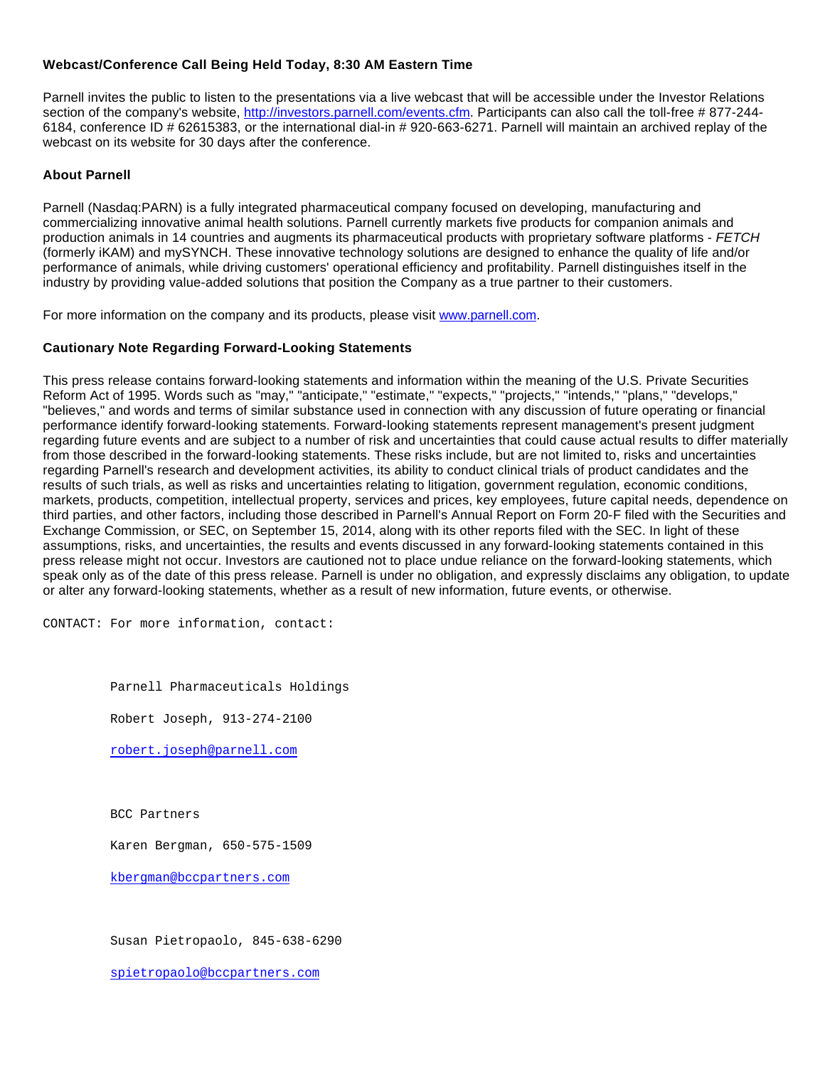**Webcast/Conference Call Being Held Today, 8:30 AM Eastern Time**

Parnell invites the public to listen to the presentations via a live webcast that will be accessible under the Investor Relations section of the company's website, http://investors.parnell.com/events.cfm. Participants can also call the toll-free # 877-244-6184, conference ID # 62615383, or the international dial-in # 920-663-6271. Parnell will maintain an archived replay of the webcast on its website for 30 days after the conference.

**About Parnell**

Parnell (Nasdaq:PARN) is a fully integrated pharmaceutical company focused on developing, manufacturing and commercializing innovative animal health solutions. Parnell currently markets five products for companion animals and production animals in 14 countries and augments its pharmaceutical products with proprietary software platforms - *FETCH* (formerly iKAM) and mySYNCH. These innovative technology solutions are designed to enhance the quality of life and/or performance of animals, while driving customers' operational efficiency and profitability. Parnell distinguishes itself in the industry by providing value-added solutions that position the Company as a true partner to their customers.

For more information on the company and its products, please visit www.parnell.com.

**Cautionary Note Regarding Forward-Looking Statements**

This press release contains forward-looking statements and information within the meaning of the U.S. Private Securities Reform Act of 1995. Words such as "may," "anticipate," "estimate," "expects," "projects," "intends," "plans," "develops," "believes," and words and terms of similar substance used in connection with any discussion of future operating or financial performance identify forward-looking statements. Forward-looking statements represent management's present judgment regarding future events and are subject to a number of risk and uncertainties that could cause actual results to differ materially from those described in the forward-looking statements. These risks include, but are not limited to, risks and uncertainties regarding Parnell's research and development activities, its ability to conduct clinical trials of product candidates and the results of such trials, as well as risks and uncertainties relating to litigation, government regulation, economic conditions, markets, products, competition, intellectual property, services and prices, key employees, future capital needs, dependence on third parties, and other factors, including those described in Parnell's Annual Report on Form 20-F filed with the Securities and Exchange Commission, or SEC, on September 15, 2014, along with its other reports filed with the SEC. In light of these assumptions, risks, and uncertainties, the results and events discussed in any forward-looking statements contained in this press release might not occur. Investors are cautioned not to place undue reliance on the forward-looking statements, which speak only as of the date of this press release. Parnell is under no obligation, and expressly disclaims any obligation, to update or alter any forward-looking statements, whether as a result of new information, future events, or otherwise.

CONTACT: For more information, contact:

Parnell Pharmaceuticals Holdings

Robert Joseph, 913-274-2100

robert.joseph@parnell.com

BCC Partners

Karen Bergman, 650-575-1509

kbergman@bccpartners.com

Susan Pietropaolo, 845-638-6290

spietropaolo@bccpartners.com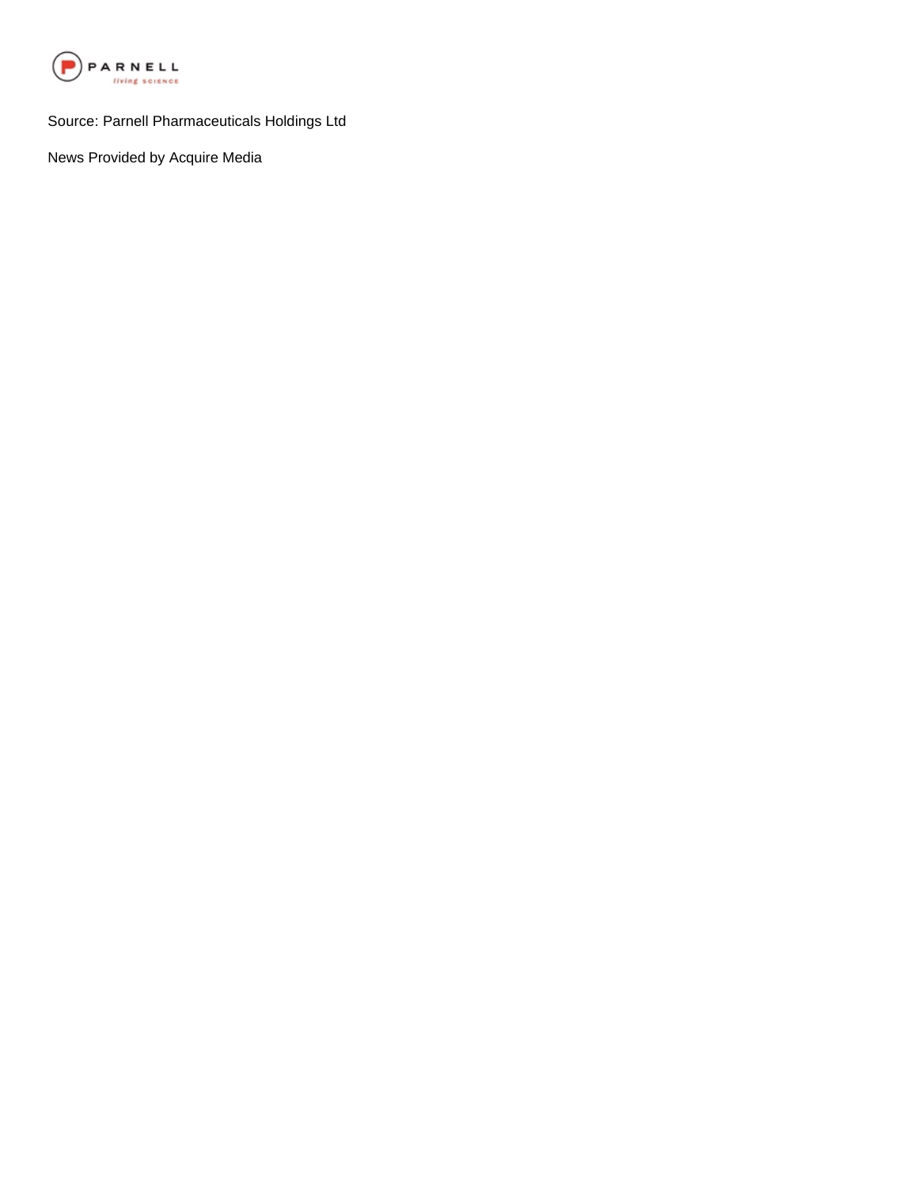Source: Parnell Pharmaceuticals Holdings Ltd

News Provided by Acquire Media